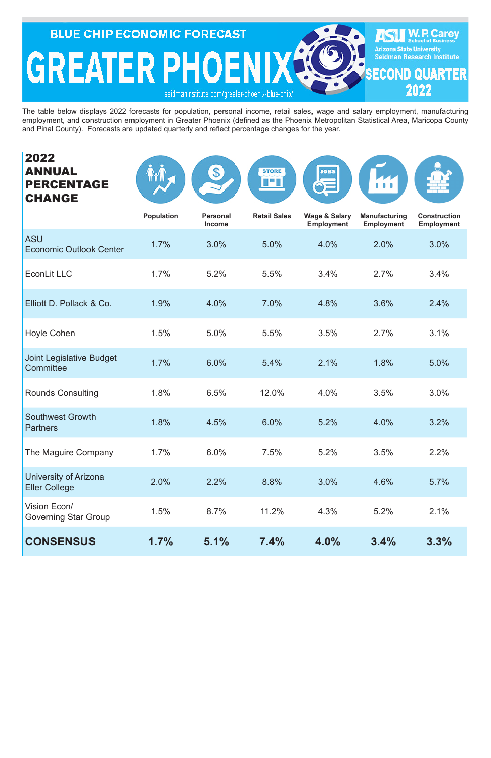# BLUE CHIP ECONOMIC FORECAST

# GREATER PHOENIX

seidmaninstitute.com/greater-phoenix-blue-chip/

**ASU W. P. Carey School of Business**
Arizona State University
Seidman Research Institute

## SECOND QUARTER 2022

The table below displays 2022 forecasts for population, personal income, retail sales, wage and salary employment, manufacturing employment, and construction employment in Greater Phoenix (defined as the Phoenix Metropolitan Statistical Area, Maricopa County and Pinal County). Forecasts are updated quarterly and reflect percentage changes for the year.

| 2022 ANNUAL PERCENTAGE CHANGE | Population | Personal Income | Retail Sales | Wage & Salary Employment | Manufacturing Employment | Construction Employment |
|---|---|---|---|---|---|---|
| ASU Economic Outlook Center | 1.7% | 3.0% | 5.0% | 4.0% | 2.0% | 3.0% |
| EconLit LLC | 1.7% | 5.2% | 5.5% | 3.4% | 2.7% | 3.4% |
| Elliott D. Pollack & Co. | 1.9% | 4.0% | 7.0% | 4.8% | 3.6% | 2.4% |
| Hoyle Cohen | 1.5% | 5.0% | 5.5% | 3.5% | 2.7% | 3.1% |
| Joint Legislative Budget Committee | 1.7% | 6.0% | 5.4% | 2.1% | 1.8% | 5.0% |
| Rounds Consulting | 1.8% | 6.5% | 12.0% | 4.0% | 3.5% | 3.0% |
| Southwest Growth Partners | 1.8% | 4.5% | 6.0% | 5.2% | 4.0% | 3.2% |
| The Maguire Company | 1.7% | 6.0% | 7.5% | 5.2% | 3.5% | 2.2% |
| University of Arizona Eller College | 2.0% | 2.2% | 8.8% | 3.0% | 4.6% | 5.7% |
| Vision Econ/ Governing Star Group | 1.5% | 8.7% | 11.2% | 4.3% | 5.2% | 2.1% |
| **CONSENSUS** | **1.7%** | **5.1%** | **7.4%** | **4.0%** | **3.4%** | **3.3%** |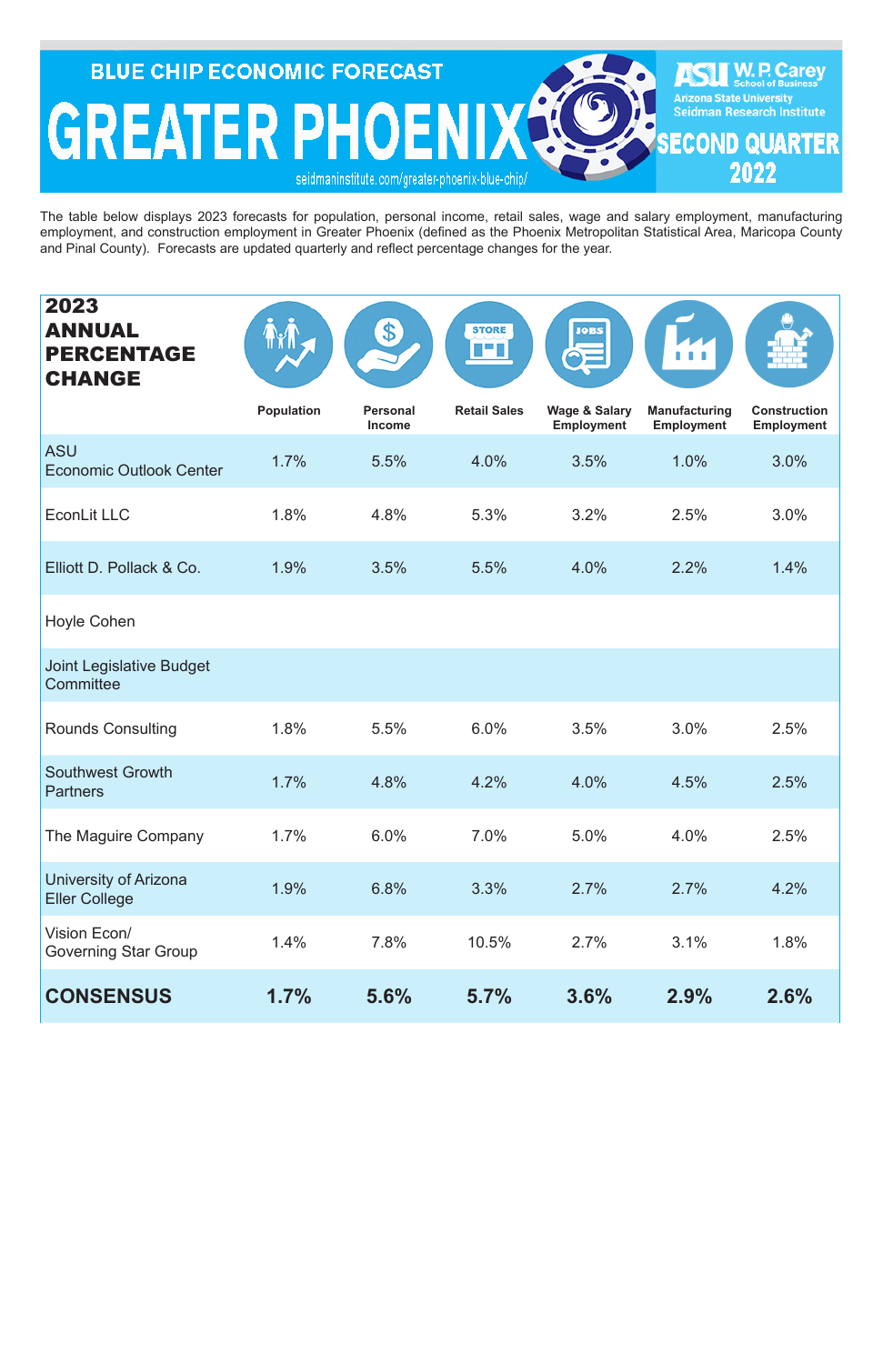BLUE CHIP ECONOMIC FORECAST

# GREATER PHOENIX

seidmaninstitute.com/greater-phoenix-blue-chip/

ASU W. P. Carey School of Business
Arizona State University
Seidman Research Institute

**SECOND QUARTER 2022**

The table below displays 2023 forecasts for population, personal income, retail sales, wage and salary employment, manufacturing employment, and construction employment in Greater Phoenix (defined as the Phoenix Metropolitan Statistical Area, Maricopa County and Pinal County). Forecasts are updated quarterly and reflect percentage changes for the year.

| **2023 ANNUAL PERCENTAGE CHANGE** | Population | Personal Income | Retail Sales | Wage & Salary Employment | Manufacturing Employment | Construction Employment |
|---|---|---|---|---|---|---|
| ASU Economic Outlook Center | 1.7% | 5.5% | 4.0% | 3.5% | 1.0% | 3.0% |
| EconLit LLC | 1.8% | 4.8% | 5.3% | 3.2% | 2.5% | 3.0% |
| Elliott D. Pollack & Co. | 1.9% | 3.5% | 5.5% | 4.0% | 2.2% | 1.4% |
| Hoyle Cohen | | | | | | |
| Joint Legislative Budget Committee | | | | | | |
| Rounds Consulting | 1.8% | 5.5% | 6.0% | 3.5% | 3.0% | 2.5% |
| Southwest Growth Partners | 1.7% | 4.8% | 4.2% | 4.0% | 4.5% | 2.5% |
| The Maguire Company | 1.7% | 6.0% | 7.0% | 5.0% | 4.0% | 2.5% |
| University of Arizona Eller College | 1.9% | 6.8% | 3.3% | 2.7% | 2.7% | 4.2% |
| Vision Econ/ Governing Star Group | 1.4% | 7.8% | 10.5% | 2.7% | 3.1% | 1.8% |
| **CONSENSUS** | **1.7%** | **5.6%** | **5.7%** | **3.6%** | **2.9%** | **2.6%** |